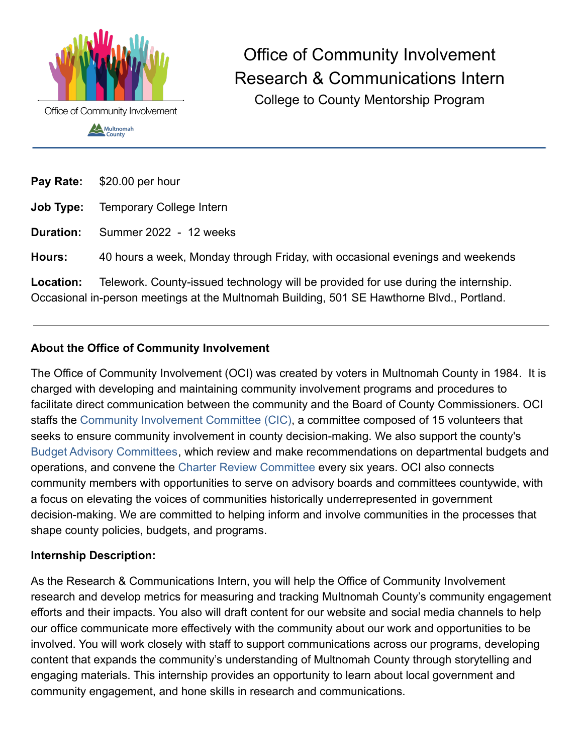Office of Community Involvement

Multnomah County

# Office of Community Involvement Research & Communications Intern

## College to County Mentorship Program

---

**Pay Rate:** $20.00 per hour

**Job Type:** Temporary College Intern

**Duration:** Summer 2022 - 12 weeks

**Hours:** 40 hours a week, Monday through Friday, with occasional evenings and weekends

**Location:** Telework. County-issued technology will be provided for use during the internship. Occasional in-person meetings at the Multnomah Building, 501 SE Hawthorne Blvd., Portland.

---

### About the Office of Community Involvement

The Office of Community Involvement (OCI) was created by voters in Multnomah County in 1984. It is charged with developing and maintaining community involvement programs and procedures to facilitate direct communication between the community and the Board of County Commissioners. OCI staffs the Community Involvement Committee (CIC), a committee composed of 15 volunteers that seeks to ensure community involvement in county decision-making. We also support the county's Budget Advisory Committees, which review and make recommendations on departmental budgets and operations, and convene the Charter Review Committee every six years. OCI also connects community members with opportunities to serve on advisory boards and committees countywide, with a focus on elevating the voices of communities historically underrepresented in government decision-making. We are committed to helping inform and involve communities in the processes that shape county policies, budgets, and programs.

### Internship Description:

As the Research & Communications Intern, you will help the Office of Community Involvement research and develop metrics for measuring and tracking Multnomah County's community engagement efforts and their impacts. You also will draft content for our website and social media channels to help our office communicate more effectively with the community about our work and opportunities to be involved. You will work closely with staff to support communications across our programs, developing content that expands the community's understanding of Multnomah County through storytelling and engaging materials. This internship provides an opportunity to learn about local government and community engagement, and hone skills in research and communications.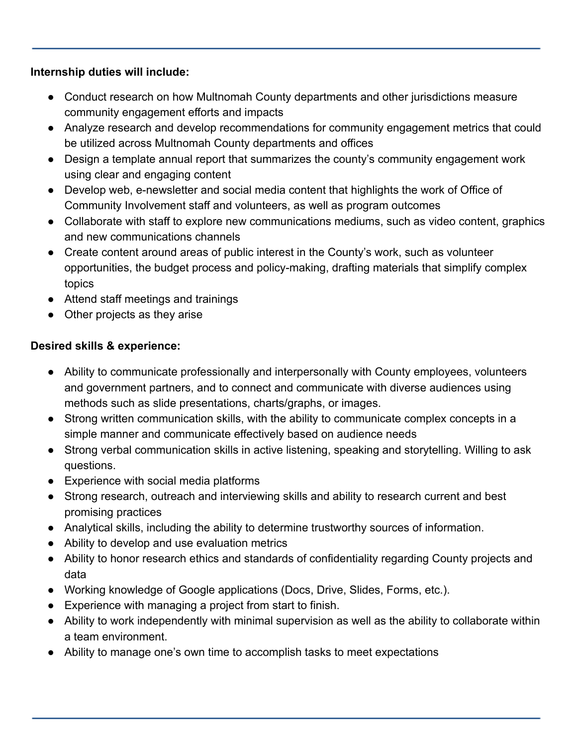**Internship duties will include:**

- Conduct research on how Multnomah County departments and other jurisdictions measure community engagement efforts and impacts
- Analyze research and develop recommendations for community engagement metrics that could be utilized across Multnomah County departments and offices
- Design a template annual report that summarizes the county's community engagement work using clear and engaging content
- Develop web, e-newsletter and social media content that highlights the work of Office of Community Involvement staff and volunteers, as well as program outcomes
- Collaborate with staff to explore new communications mediums, such as video content, graphics and new communications channels
- Create content around areas of public interest in the County's work, such as volunteer opportunities, the budget process and policy-making, drafting materials that simplify complex topics
- Attend staff meetings and trainings
- Other projects as they arise

**Desired skills & experience:**

- Ability to communicate professionally and interpersonally with County employees, volunteers and government partners, and to connect and communicate with diverse audiences using methods such as slide presentations, charts/graphs, or images.
- Strong written communication skills, with the ability to communicate complex concepts in a simple manner and communicate effectively based on audience needs
- Strong verbal communication skills in active listening, speaking and storytelling. Willing to ask questions.
- Experience with social media platforms
- Strong research, outreach and interviewing skills and ability to research current and best promising practices
- Analytical skills, including the ability to determine trustworthy sources of information.
- Ability to develop and use evaluation metrics
- Ability to honor research ethics and standards of confidentiality regarding County projects and data
- Working knowledge of Google applications (Docs, Drive, Slides, Forms, etc.).
- Experience with managing a project from start to finish.
- Ability to work independently with minimal supervision as well as the ability to collaborate within a team environment.
- Ability to manage one's own time to accomplish tasks to meet expectations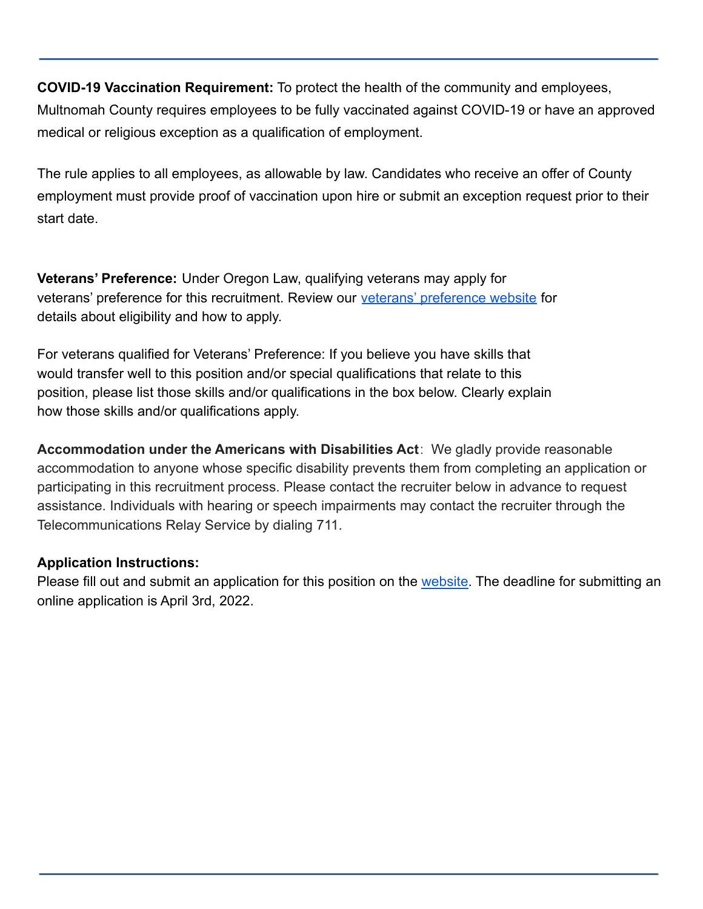**COVID-19 Vaccination Requirement:** To protect the health of the community and employees, Multnomah County requires employees to be fully vaccinated against COVID-19 or have an approved medical or religious exception as a qualification of employment.

The rule applies to all employees, as allowable by law. Candidates who receive an offer of County employment must provide proof of vaccination upon hire or submit an exception request prior to their start date.

**Veterans' Preference:** Under Oregon Law, qualifying veterans may apply for veterans' preference for this recruitment. Review our veterans' preference website for details about eligibility and how to apply.

For veterans qualified for Veterans' Preference: If you believe you have skills that would transfer well to this position and/or special qualifications that relate to this position, please list those skills and/or qualifications in the box below. Clearly explain how those skills and/or qualifications apply.

**Accommodation under the Americans with Disabilities Act**: We gladly provide reasonable accommodation to anyone whose specific disability prevents them from completing an application or participating in this recruitment process. Please contact the recruiter below in advance to request assistance. Individuals with hearing or speech impairments may contact the recruiter through the Telecommunications Relay Service by dialing 711.

**Application Instructions:**
Please fill out and submit an application for this position on the website. The deadline for submitting an online application is April 3rd, 2022.